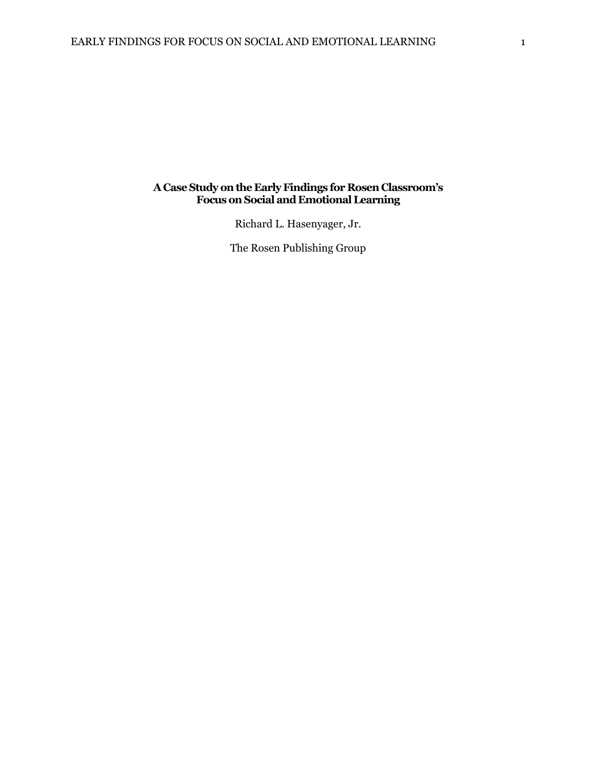# A Case Study on the Early Findings for Rosen Classroom's Focus on Social and Emotional Learning

Richard L. Hasenyager, Jr.

The Rosen Publishing Group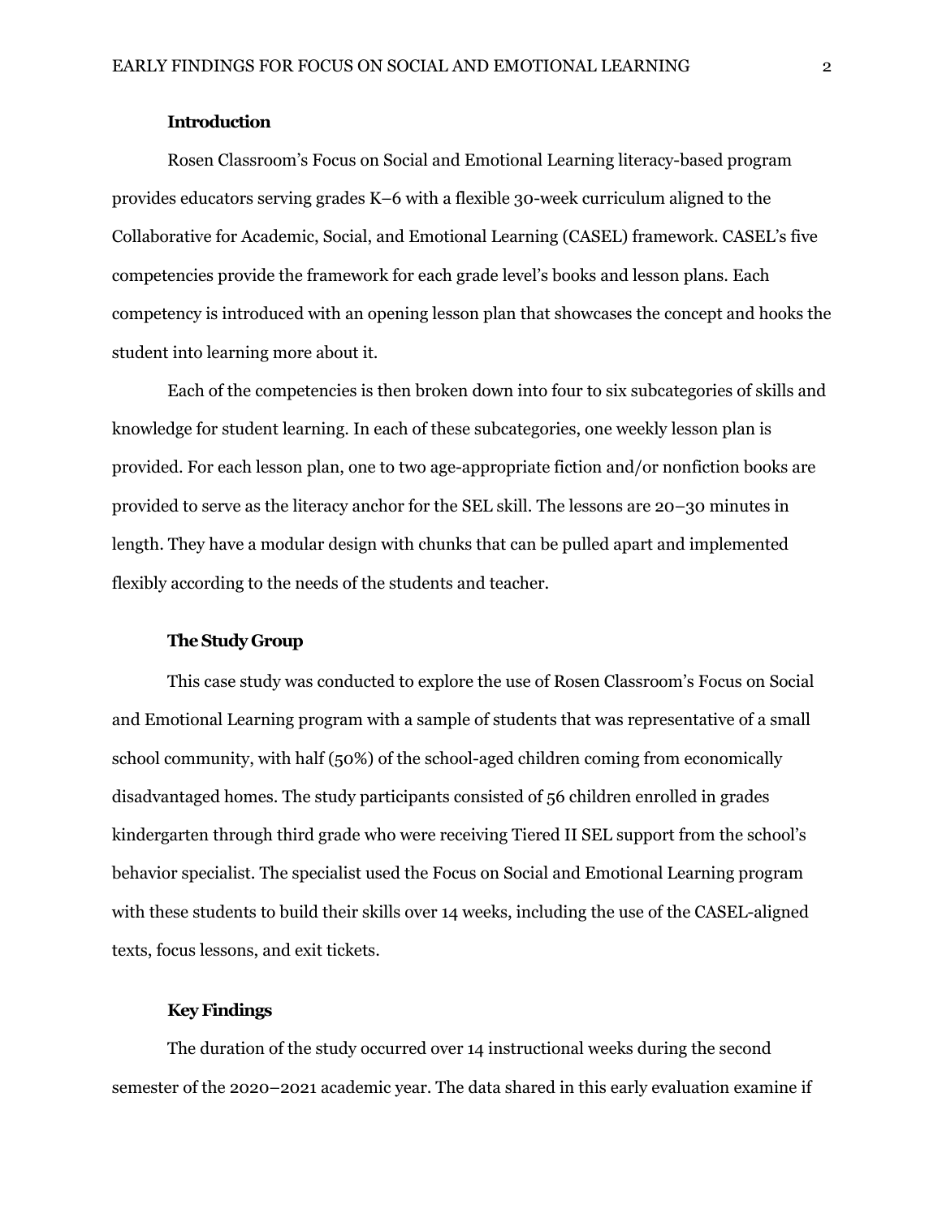## Introduction

Rosen Classroom's Focus on Social and Emotional Learning literacy-based program provides educators serving grades K–6 with a flexible 30-week curriculum aligned to the Collaborative for Academic, Social, and Emotional Learning (CASEL) framework. CASEL's five competencies provide the framework for each grade level's books and lesson plans. Each competency is introduced with an opening lesson plan that showcases the concept and hooks the student into learning more about it.

Each of the competencies is then broken down into four to six subcategories of skills and knowledge for student learning. In each of these subcategories, one weekly lesson plan is provided. For each lesson plan, one to two age-appropriate fiction and/or nonfiction books are provided to serve as the literacy anchor for the SEL skill. The lessons are 20–30 minutes in length. They have a modular design with chunks that can be pulled apart and implemented flexibly according to the needs of the students and teacher.

## The Study Group

This case study was conducted to explore the use of Rosen Classroom's Focus on Social and Emotional Learning program with a sample of students that was representative of a small school community, with half (50%) of the school-aged children coming from economically disadvantaged homes. The study participants consisted of 56 children enrolled in grades kindergarten through third grade who were receiving Tiered II SEL support from the school's behavior specialist. The specialist used the Focus on Social and Emotional Learning program with these students to build their skills over 14 weeks, including the use of the CASEL-aligned texts, focus lessons, and exit tickets.

## Key Findings

The duration of the study occurred over 14 instructional weeks during the second semester of the 2020–2021 academic year. The data shared in this early evaluation examine if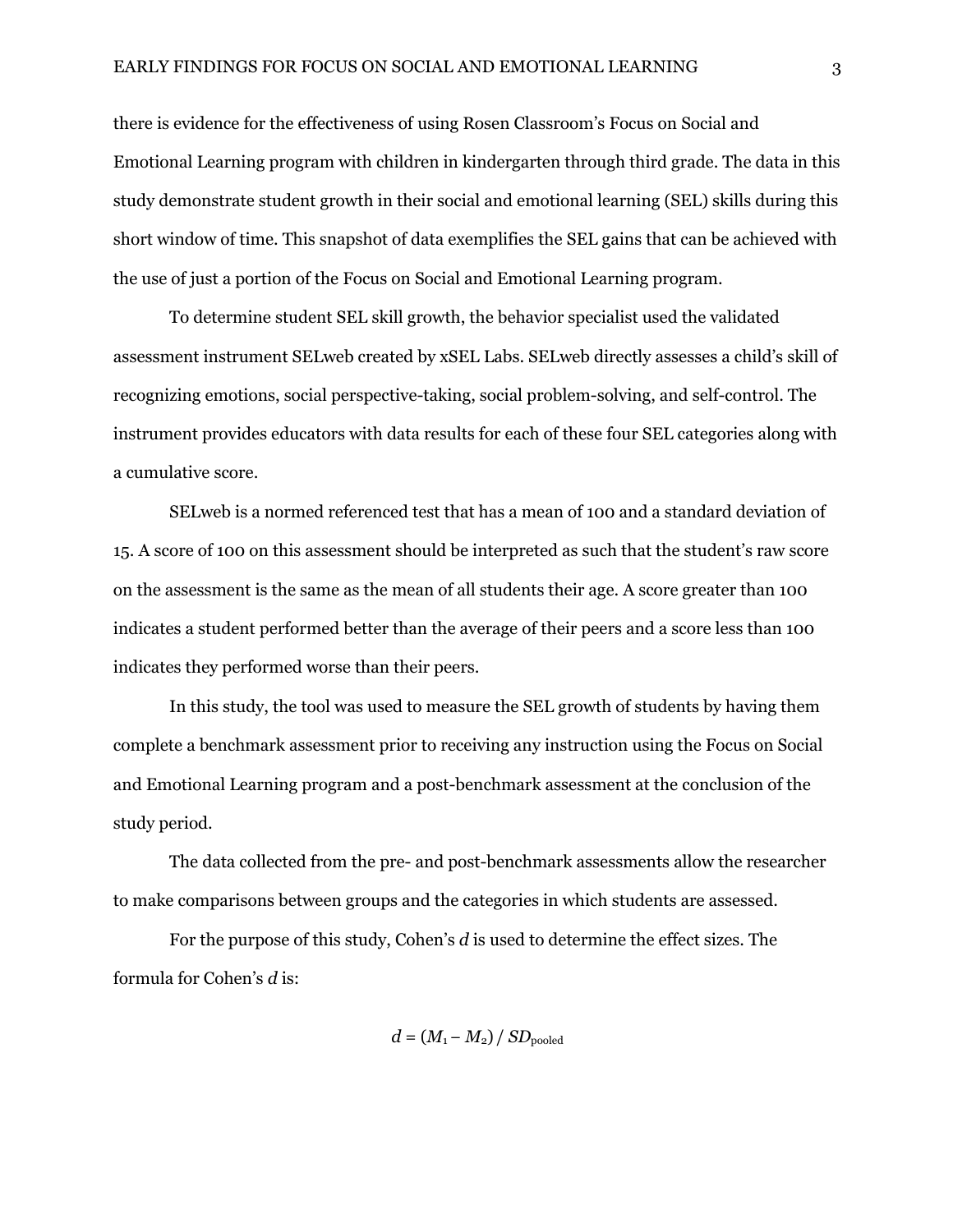there is evidence for the effectiveness of using Rosen Classroom's Focus on Social and Emotional Learning program with children in kindergarten through third grade. The data in this study demonstrate student growth in their social and emotional learning (SEL) skills during this short window of time. This snapshot of data exemplifies the SEL gains that can be achieved with the use of just a portion of the Focus on Social and Emotional Learning program.

To determine student SEL skill growth, the behavior specialist used the validated assessment instrument SELweb created by xSEL Labs. SELweb directly assesses a child's skill of recognizing emotions, social perspective-taking, social problem-solving, and self-control. The instrument provides educators with data results for each of these four SEL categories along with a cumulative score.

SELweb is a normed referenced test that has a mean of 100 and a standard deviation of 15. A score of 100 on this assessment should be interpreted as such that the student's raw score on the assessment is the same as the mean of all students their age. A score greater than 100 indicates a student performed better than the average of their peers and a score less than 100 indicates they performed worse than their peers.

In this study, the tool was used to measure the SEL growth of students by having them complete a benchmark assessment prior to receiving any instruction using the Focus on Social and Emotional Learning program and a post-benchmark assessment at the conclusion of the study period.

The data collected from the pre- and post-benchmark assessments allow the researcher to make comparisons between groups and the categories in which students are assessed.

For the purpose of this study, Cohen's *d* is used to determine the effect sizes. The formula for Cohen's *d* is:

$$d = (M_1 - M_2) / SD_{\text{pooled}}$$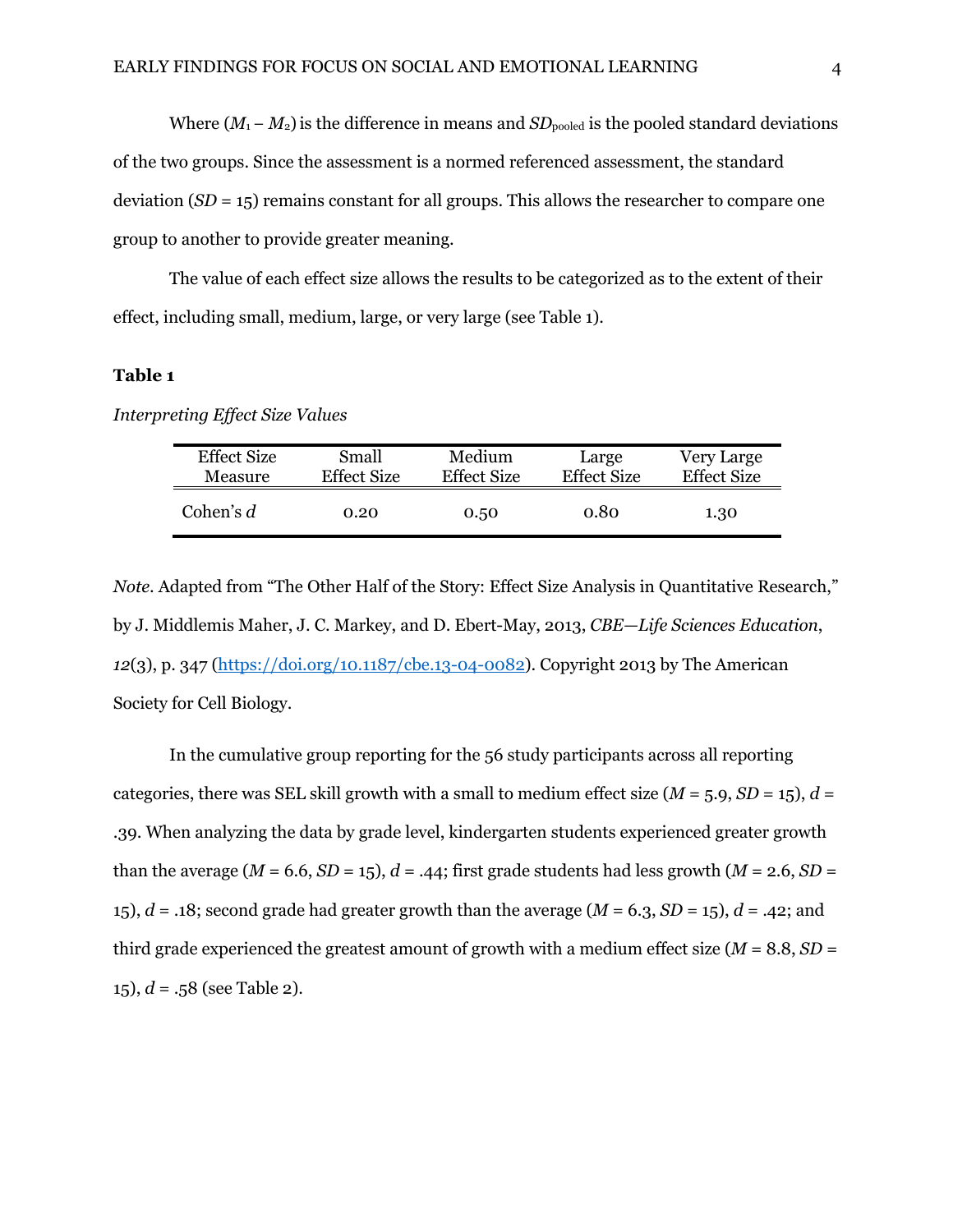Where $(M_1 - M_2)$ is the difference in means and $SD_{pooled}$ is the pooled standard deviations of the two groups. Since the assessment is a normed referenced assessment, the standard deviation ($SD$ = 15) remains constant for all groups. This allows the researcher to compare one group to another to provide greater meaning.

The value of each effect size allows the results to be categorized as to the extent of their effect, including small, medium, large, or very large (see Table 1).

**Table 1**

*Interpreting Effect Size Values*

| Effect Size Measure | Small Effect Size | Medium Effect Size | Large Effect Size | Very Large Effect Size |
|---|---|---|---|---|
| Cohen's *d* | 0.20 | 0.50 | 0.80 | 1.30 |

*Note*. Adapted from "The Other Half of the Story: Effect Size Analysis in Quantitative Research," by J. Middlemis Maher, J. C. Markey, and D. Ebert-May, 2013, *CBE—Life Sciences Education*, *12*(3), p. 347 (https://doi.org/10.1187/cbe.13-04-0082). Copyright 2013 by The American Society for Cell Biology.

In the cumulative group reporting for the 56 study participants across all reporting categories, there was SEL skill growth with a small to medium effect size ($M$ = 5.9, $SD$ = 15), $d$ = .39. When analyzing the data by grade level, kindergarten students experienced greater growth than the average ($M$ = 6.6, $SD$ = 15), $d$ = .44; first grade students had less growth ($M$ = 2.6, $SD$ = 15), $d$ = .18; second grade had greater growth than the average ($M$ = 6.3, $SD$ = 15), $d$ = .42; and third grade experienced the greatest amount of growth with a medium effect size ($M$ = 8.8, $SD$ = 15), $d$ = .58 (see Table 2).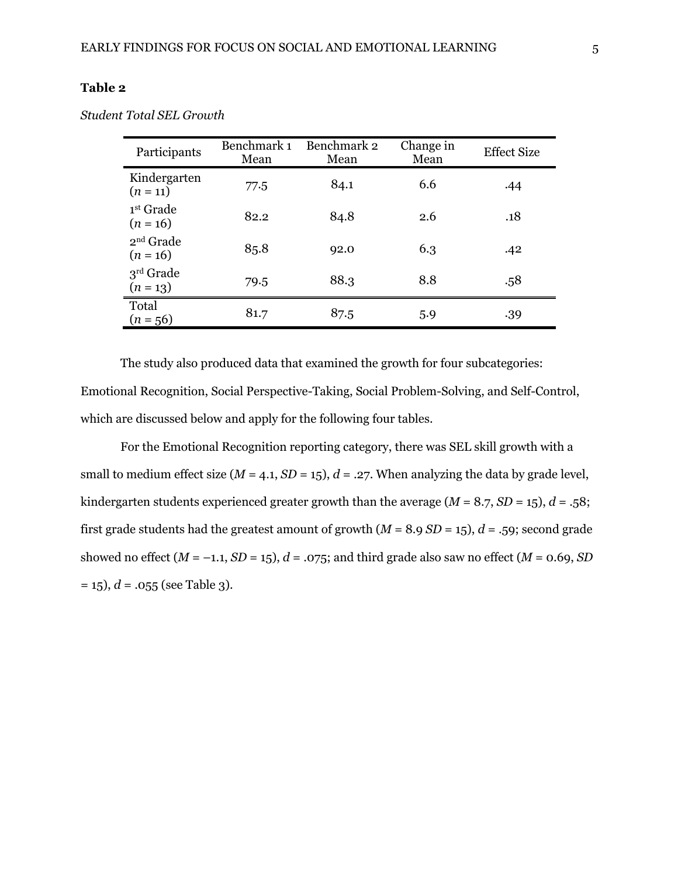**Table 2**

*Student Total SEL Growth*

| Participants | Benchmark 1 Mean | Benchmark 2 Mean | Change in Mean | Effect Size |
|---|---|---|---|---|
| Kindergarten ($n$ = 11) | 77.5 | 84.1 | 6.6 | .44 |
| 1st Grade ($n$ = 16) | 82.2 | 84.8 | 2.6 | .18 |
| 2nd Grade ($n$ = 16) | 85.8 | 92.0 | 6.3 | .42 |
| 3rd Grade ($n$ = 13) | 79.5 | 88.3 | 8.8 | .58 |
| Total ($n$ = 56) | 81.7 | 87.5 | 5.9 | .39 |

The study also produced data that examined the growth for four subcategories: Emotional Recognition, Social Perspective-Taking, Social Problem-Solving, and Self-Control, which are discussed below and apply for the following four tables.

For the Emotional Recognition reporting category, there was SEL skill growth with a small to medium effect size ($M$ = 4.1, $SD$ = 15), $d$ = .27. When analyzing the data by grade level, kindergarten students experienced greater growth than the average ($M$ = 8.7, $SD$ = 15), $d$ = .58; first grade students had the greatest amount of growth ($M$ = 8.9 $SD$ = 15), $d$ = .59; second grade showed no effect ($M$ = −1.1, $SD$ = 15), $d$ = .075; and third grade also saw no effect ($M$ = 0.69, $SD$ = 15), $d$ = .055 (see Table 3).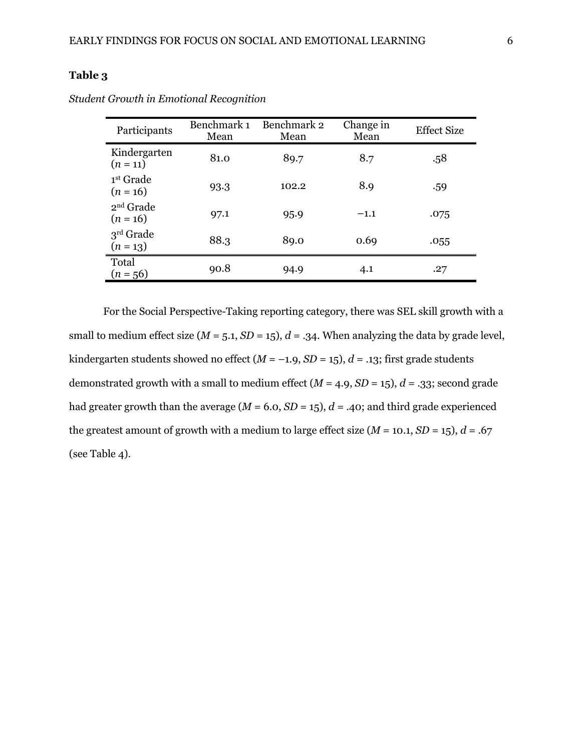**Table 3**

*Student Growth in Emotional Recognition*

| Participants | Benchmark 1 Mean | Benchmark 2 Mean | Change in Mean | Effect Size |
|---|---|---|---|---|
| Kindergarten ($n$ = 11) | 81.0 | 89.7 | 8.7 | .58 |
| 1st Grade ($n$ = 16) | 93.3 | 102.2 | 8.9 | .59 |
| 2nd Grade ($n$ = 16) | 97.1 | 95.9 | −1.1 | .075 |
| 3rd Grade ($n$ = 13) | 88.3 | 89.0 | 0.69 | .055 |
| Total ($n$ = 56) | 90.8 | 94.9 | 4.1 | .27 |

For the Social Perspective-Taking reporting category, there was SEL skill growth with a small to medium effect size ($M$ = 5.1, $SD$ = 15), $d$ = .34. When analyzing the data by grade level, kindergarten students showed no effect ($M$ = −1.9, $SD$ = 15), $d$ = .13; first grade students demonstrated growth with a small to medium effect ($M$ = 4.9, $SD$ = 15), $d$ = .33; second grade had greater growth than the average ($M$ = 6.0, $SD$ = 15), $d$ = .40; and third grade experienced the greatest amount of growth with a medium to large effect size ($M$ = 10.1, $SD$ = 15), $d$ = .67 (see Table 4).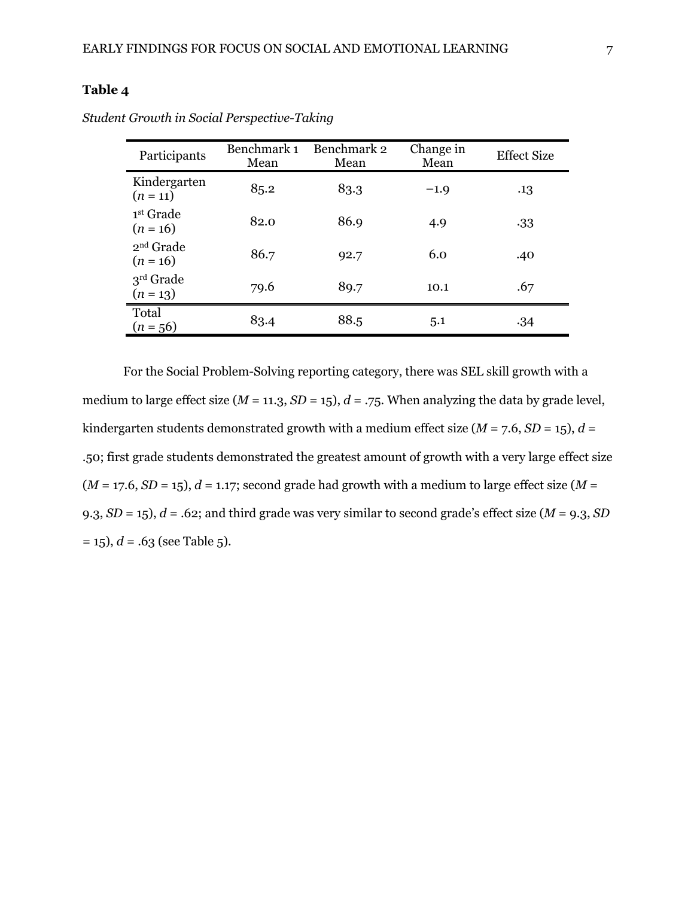**Table 4**

*Student Growth in Social Perspective-Taking*

| Participants | Benchmark 1 Mean | Benchmark 2 Mean | Change in Mean | Effect Size |
|---|---|---|---|---|
| Kindergarten ($n$ = 11) | 85.2 | 83.3 | −1.9 | .13 |
| 1st Grade ($n$ = 16) | 82.0 | 86.9 | 4.9 | .33 |
| 2nd Grade ($n$ = 16) | 86.7 | 92.7 | 6.0 | .40 |
| 3rd Grade ($n$ = 13) | 79.6 | 89.7 | 10.1 | .67 |
| Total ($n$ = 56) | 83.4 | 88.5 | 5.1 | .34 |

For the Social Problem-Solving reporting category, there was SEL skill growth with a medium to large effect size ($M$ = 11.3, $SD$ = 15), $d$ = .75. When analyzing the data by grade level, kindergarten students demonstrated growth with a medium effect size ($M$ = 7.6, $SD$ = 15), $d$ = .50; first grade students demonstrated the greatest amount of growth with a very large effect size ($M$ = 17.6, $SD$ = 15), $d$ = 1.17; second grade had growth with a medium to large effect size ($M$ = 9.3, $SD$ = 15), $d$ = .62; and third grade was very similar to second grade's effect size ($M$ = 9.3, $SD$ = 15), $d$ = .63 (see Table 5).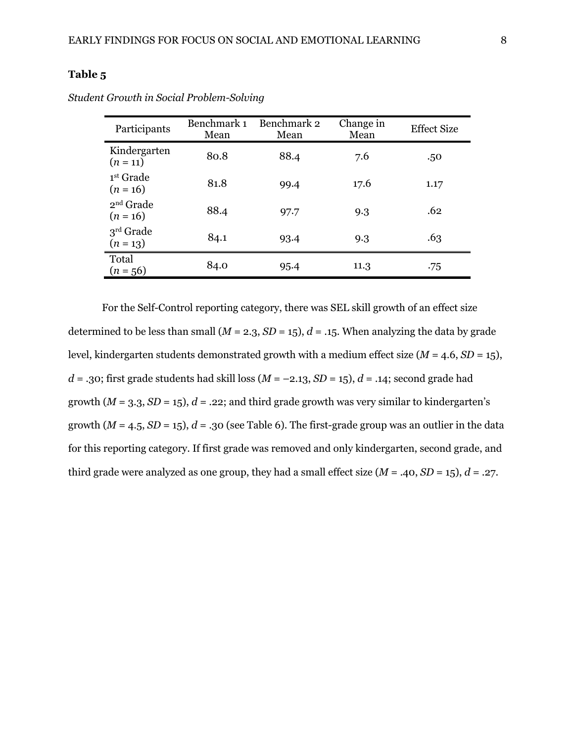**Table 5**

*Student Growth in Social Problem-Solving*

| Participants | Benchmark 1 Mean | Benchmark 2 Mean | Change in Mean | Effect Size |
|---|---|---|---|---|
| Kindergarten ($n$ = 11) | 80.8 | 88.4 | 7.6 | .50 |
| 1st Grade ($n$ = 16) | 81.8 | 99.4 | 17.6 | 1.17 |
| 2nd Grade ($n$ = 16) | 88.4 | 97.7 | 9.3 | .62 |
| 3rd Grade ($n$ = 13) | 84.1 | 93.4 | 9.3 | .63 |
| Total ($n$ = 56) | 84.0 | 95.4 | 11.3 | .75 |

For the Self-Control reporting category, there was SEL skill growth of an effect size determined to be less than small ($M$ = 2.3, $SD$ = 15), $d$ = .15. When analyzing the data by grade level, kindergarten students demonstrated growth with a medium effect size ($M$ = 4.6, $SD$ = 15), $d$ = .30; first grade students had skill loss ($M$ = −2.13, $SD$ = 15), $d$ = .14; second grade had growth ($M$ = 3.3, $SD$ = 15), $d$ = .22; and third grade growth was very similar to kindergarten's growth ($M$ = 4.5, $SD$ = 15), $d$ = .30 (see Table 6). The first-grade group was an outlier in the data for this reporting category. If first grade was removed and only kindergarten, second grade, and third grade were analyzed as one group, they had a small effect size ($M$ = .40, $SD$ = 15), $d$ = .27.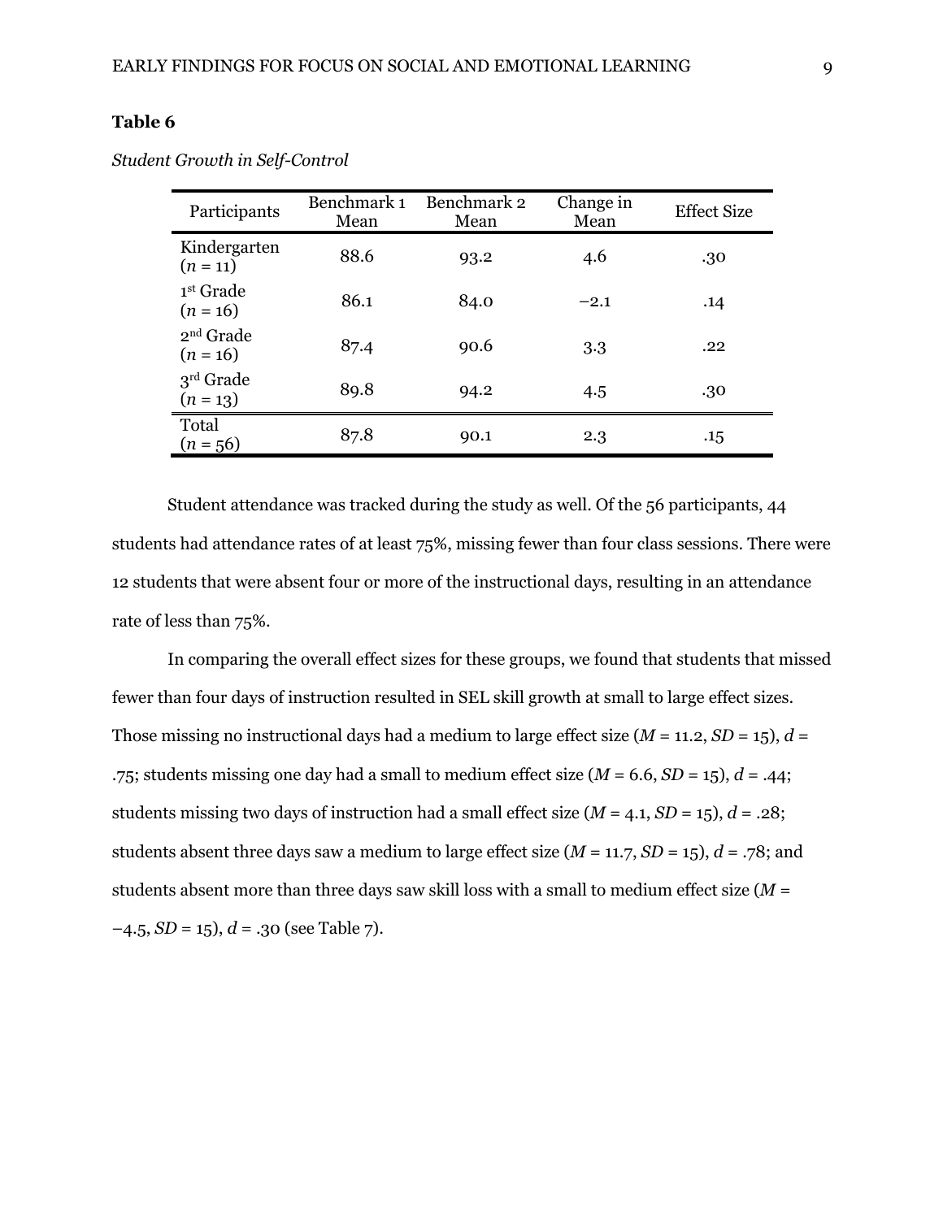**Table 6**

*Student Growth in Self-Control*

| Participants | Benchmark 1 Mean | Benchmark 2 Mean | Change in Mean | Effect Size |
|---|---|---|---|---|
| Kindergarten ($n$ = 11) | 88.6 | 93.2 | 4.6 | .30 |
| 1st Grade ($n$ = 16) | 86.1 | 84.0 | −2.1 | .14 |
| 2nd Grade ($n$ = 16) | 87.4 | 90.6 | 3.3 | .22 |
| 3rd Grade ($n$ = 13) | 89.8 | 94.2 | 4.5 | .30 |
| Total ($n$ = 56) | 87.8 | 90.1 | 2.3 | .15 |

Student attendance was tracked during the study as well. Of the 56 participants, 44 students had attendance rates of at least 75%, missing fewer than four class sessions. There were 12 students that were absent four or more of the instructional days, resulting in an attendance rate of less than 75%.

In comparing the overall effect sizes for these groups, we found that students that missed fewer than four days of instruction resulted in SEL skill growth at small to large effect sizes. Those missing no instructional days had a medium to large effect size ($M$ = 11.2, $SD$ = 15), $d$ = .75; students missing one day had a small to medium effect size ($M$ = 6.6, $SD$ = 15), $d$ = .44; students missing two days of instruction had a small effect size ($M$ = 4.1, $SD$ = 15), $d$ = .28; students absent three days saw a medium to large effect size ($M$ = 11.7, $SD$ = 15), $d$ = .78; and students absent more than three days saw skill loss with a small to medium effect size ($M$ = −4.5, $SD$ = 15), $d$ = .30 (see Table 7).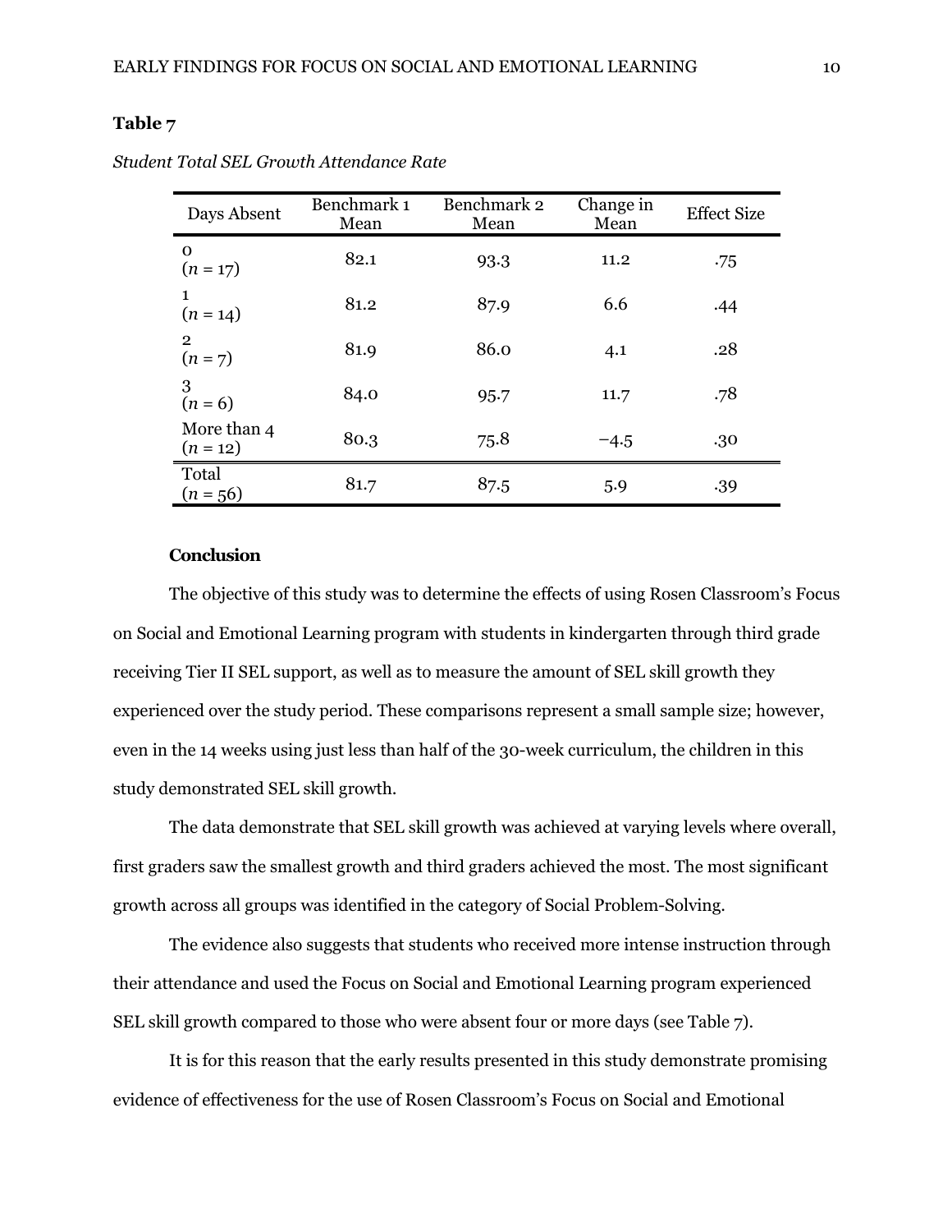**Table 7**

*Student Total SEL Growth Attendance Rate*

| Days Absent | Benchmark 1 Mean | Benchmark 2 Mean | Change in Mean | Effect Size |
|---|---|---|---|---|
| 0 ($n$ = 17) | 82.1 | 93.3 | 11.2 | .75 |
| 1 ($n$ = 14) | 81.2 | 87.9 | 6.6 | .44 |
| 2 ($n$ = 7) | 81.9 | 86.0 | 4.1 | .28 |
| 3 ($n$ = 6) | 84.0 | 95.7 | 11.7 | .78 |
| More than 4 ($n$ = 12) | 80.3 | 75.8 | −4.5 | .30 |
| Total ($n$ = 56) | 81.7 | 87.5 | 5.9 | .39 |

**Conclusion**

The objective of this study was to determine the effects of using Rosen Classroom's Focus on Social and Emotional Learning program with students in kindergarten through third grade receiving Tier II SEL support, as well as to measure the amount of SEL skill growth they experienced over the study period. These comparisons represent a small sample size; however, even in the 14 weeks using just less than half of the 30-week curriculum, the children in this study demonstrated SEL skill growth.

The data demonstrate that SEL skill growth was achieved at varying levels where overall, first graders saw the smallest growth and third graders achieved the most. The most significant growth across all groups was identified in the category of Social Problem-Solving.

The evidence also suggests that students who received more intense instruction through their attendance and used the Focus on Social and Emotional Learning program experienced SEL skill growth compared to those who were absent four or more days (see Table 7).

It is for this reason that the early results presented in this study demonstrate promising evidence of effectiveness for the use of Rosen Classroom's Focus on Social and Emotional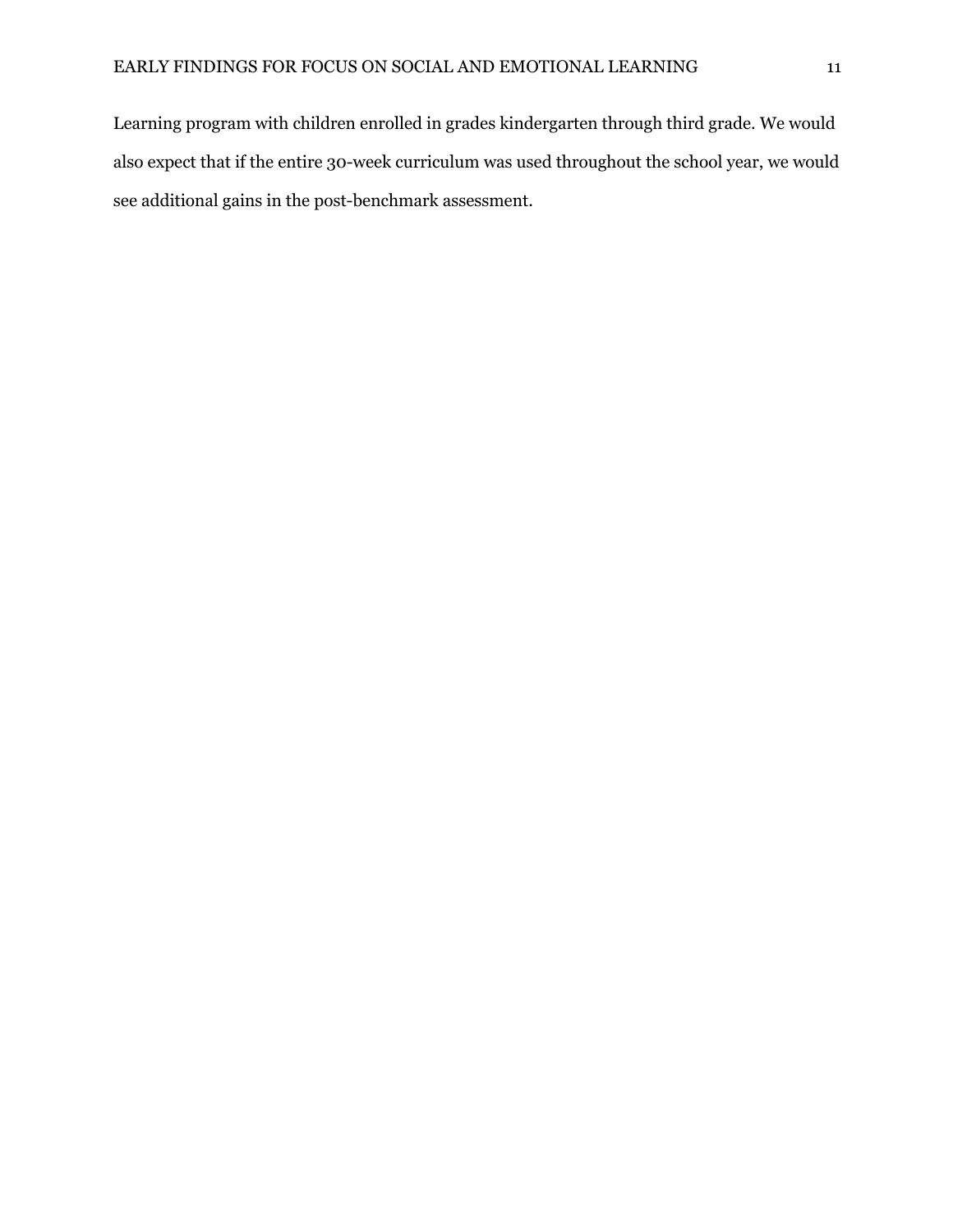Learning program with children enrolled in grades kindergarten through third grade. We would also expect that if the entire 30-week curriculum was used throughout the school year, we would see additional gains in the post-benchmark assessment.